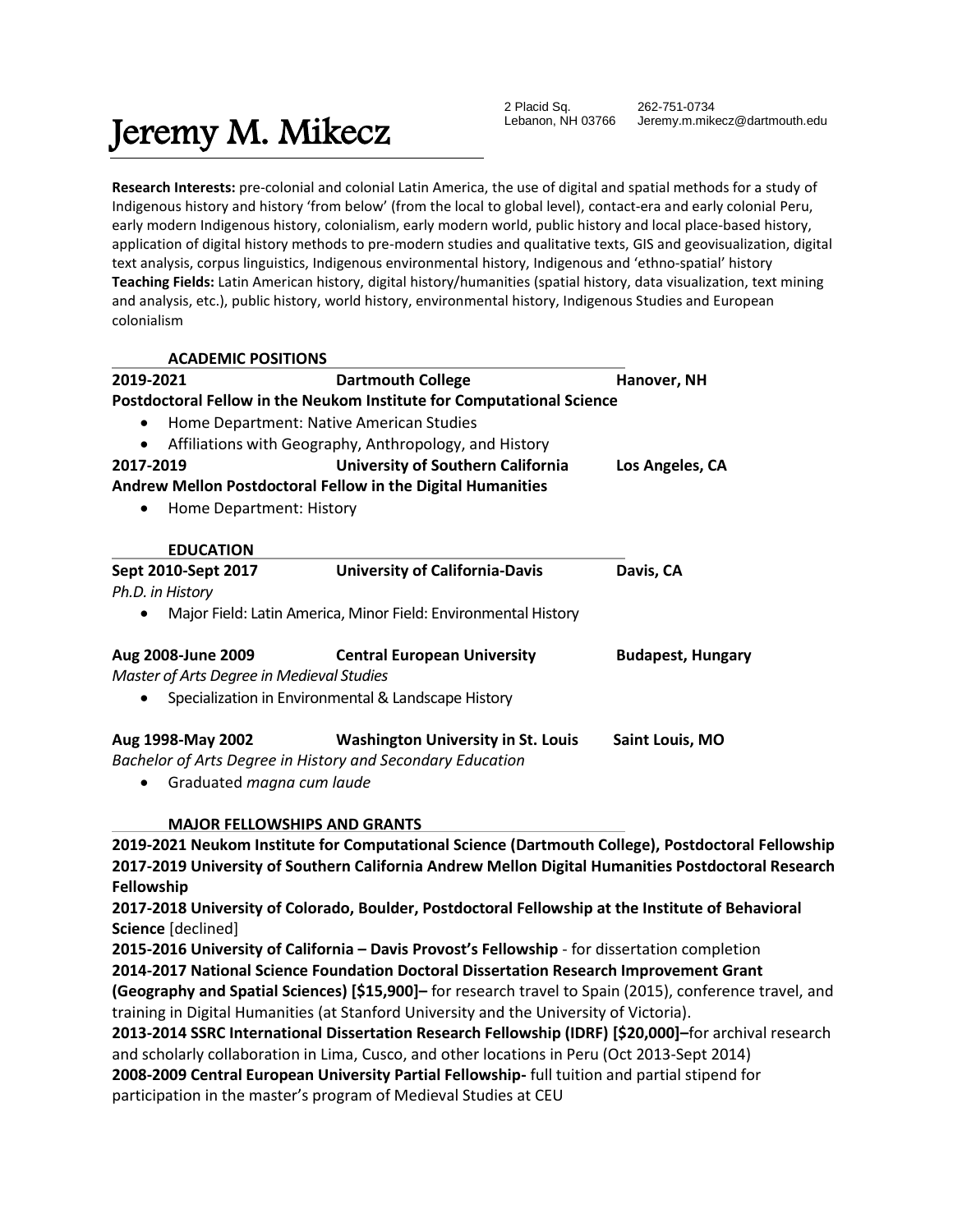# Jeremy M. Mikecz

2 Placid Sq.
Lebanon, NH 03766

262-751-0734
Jeremy.m.mikecz@dartmouth.edu

**Research Interests:** pre-colonial and colonial Latin America, the use of digital and spatial methods for a study of Indigenous history and history 'from below' (from the local to global level), contact-era and early colonial Peru, early modern Indigenous history, colonialism, early modern world, public history and local place-based history, application of digital history methods to pre-modern studies and qualitative texts, GIS and geovisualization, digital text analysis, corpus linguistics, Indigenous environmental history, Indigenous and 'ethno-spatial' history
**Teaching Fields:** Latin American history, digital history/humanities (spatial history, data visualization, text mining and analysis, etc.), public history, world history, environmental history, Indigenous Studies and European colonialism

## ACADEMIC POSITIONS

**2019-2021** **Dartmouth College** **Hanover, NH**
**Postdoctoral Fellow in the Neukom Institute for Computational Science**

- Home Department: Native American Studies
- Affiliations with Geography, Anthropology, and History

**2017-2019** **University of Southern California** **Los Angeles, CA**
**Andrew Mellon Postdoctoral Fellow in the Digital Humanities**

- Home Department: History

## EDUCATION

**Sept 2010-Sept 2017** **University of California-Davis** **Davis, CA**
*Ph.D. in History*

- Major Field: Latin America, Minor Field: Environmental History

**Aug 2008-June 2009** **Central European University** **Budapest, Hungary**
*Master of Arts Degree in Medieval Studies*

- Specialization in Environmental & Landscape History

**Aug 1998-May 2002** **Washington University in St. Louis** **Saint Louis, MO**
*Bachelor of Arts Degree in History and Secondary Education*

- Graduated *magna cum laude*

## MAJOR FELLOWSHIPS AND GRANTS

**2019-2021 Neukom Institute for Computational Science (Dartmouth College), Postdoctoral Fellowship**
**2017-2019 University of Southern California Andrew Mellon Digital Humanities Postdoctoral Research Fellowship**
**2017-2018 University of Colorado, Boulder, Postdoctoral Fellowship at the Institute of Behavioral Science** [declined]
**2015-2016 University of California – Davis Provost's Fellowship** - for dissertation completion
**2014-2017 National Science Foundation Doctoral Dissertation Research Improvement Grant (Geography and Spatial Sciences) [$15,900]–** for research travel to Spain (2015), conference travel, and training in Digital Humanities (at Stanford University and the University of Victoria).
**2013-2014 SSRC International Dissertation Research Fellowship (IDRF) [$20,000]–**for archival research and scholarly collaboration in Lima, Cusco, and other locations in Peru (Oct 2013-Sept 2014)
**2008-2009 Central European University Partial Fellowship-** full tuition and partial stipend for participation in the master's program of Medieval Studies at CEU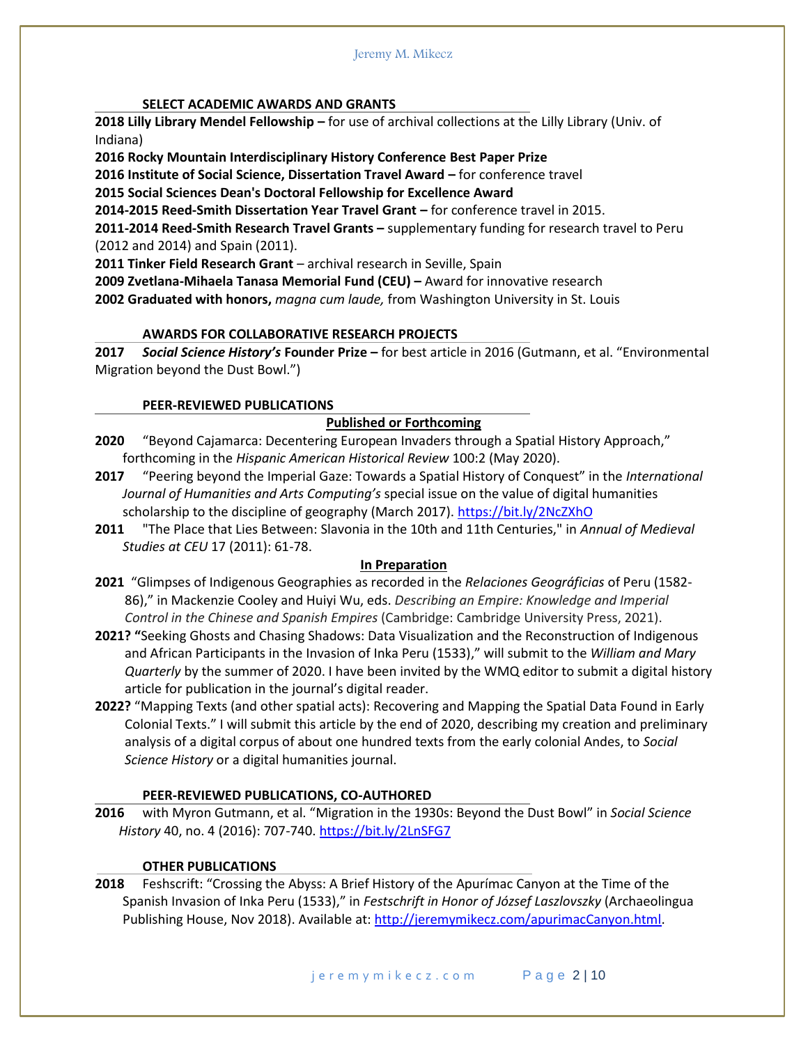## SELECT ACADEMIC AWARDS AND GRANTS

**2018 Lilly Library Mendel Fellowship –** for use of archival collections at the Lilly Library (Univ. of Indiana)

**2016 Rocky Mountain Interdisciplinary History Conference Best Paper Prize**

**2016 Institute of Social Science, Dissertation Travel Award –** for conference travel

**2015 Social Sciences Dean's Doctoral Fellowship for Excellence Award**

**2014-2015 Reed-Smith Dissertation Year Travel Grant –** for conference travel in 2015.

**2011-2014 Reed-Smith Research Travel Grants –** supplementary funding for research travel to Peru (2012 and 2014) and Spain (2011).

**2011 Tinker Field Research Grant** – archival research in Seville, Spain

**2009 Zvetlana-Mihaela Tanasa Memorial Fund (CEU) –** Award for innovative research

**2002 Graduated with honors,** *magna cum laude,* from Washington University in St. Louis

## AWARDS FOR COLLABORATIVE RESEARCH PROJECTS

**2017** ***Social Science History's*** **Founder Prize –** for best article in 2016 (Gutmann, et al. "Environmental Migration beyond the Dust Bowl.")

## PEER-REVIEWED PUBLICATIONS

### Published or Forthcoming

**2020** "Beyond Cajamarca: Decentering European Invaders through a Spatial History Approach," forthcoming in the *Hispanic American Historical Review* 100:2 (May 2020).

**2017** "Peering beyond the Imperial Gaze: Towards a Spatial History of Conquest" in the *International Journal of Humanities and Arts Computing's* special issue on the value of digital humanities scholarship to the discipline of geography (March 2017). https://bit.ly/2NcZXhO

**2011** "The Place that Lies Between: Slavonia in the 10th and 11th Centuries," in *Annual of Medieval Studies at CEU* 17 (2011): 61-78.

### In Preparation

**2021** "Glimpses of Indigenous Geographies as recorded in the *Relaciones Geográficias* of Peru (1582-86)," in Mackenzie Cooley and Huiyi Wu, eds. *Describing an Empire: Knowledge and Imperial Control in the Chinese and Spanish Empires* (Cambridge: Cambridge University Press, 2021).

**2021? "**Seeking Ghosts and Chasing Shadows: Data Visualization and the Reconstruction of Indigenous and African Participants in the Invasion of Inka Peru (1533)," will submit to the *William and Mary Quarterly* by the summer of 2020. I have been invited by the WMQ editor to submit a digital history article for publication in the journal's digital reader.

**2022?** "Mapping Texts (and other spatial acts): Recovering and Mapping the Spatial Data Found in Early Colonial Texts." I will submit this article by the end of 2020, describing my creation and preliminary analysis of a digital corpus of about one hundred texts from the early colonial Andes, to *Social Science History* or a digital humanities journal.

## PEER-REVIEWED PUBLICATIONS, CO-AUTHORED

**2016** with Myron Gutmann, et al. "Migration in the 1930s: Beyond the Dust Bowl" in *Social Science History* 40, no. 4 (2016): 707-740. https://bit.ly/2LnSFG7

## OTHER PUBLICATIONS

**2018** Feshscrift: "Crossing the Abyss: A Brief History of the Apurímac Canyon at the Time of the Spanish Invasion of Inka Peru (1533)," in *Festschrift in Honor of József Laszlovszky* (Archaeolingua Publishing House, Nov 2018). Available at: http://jeremymikecz.com/apurimacCanyon.html.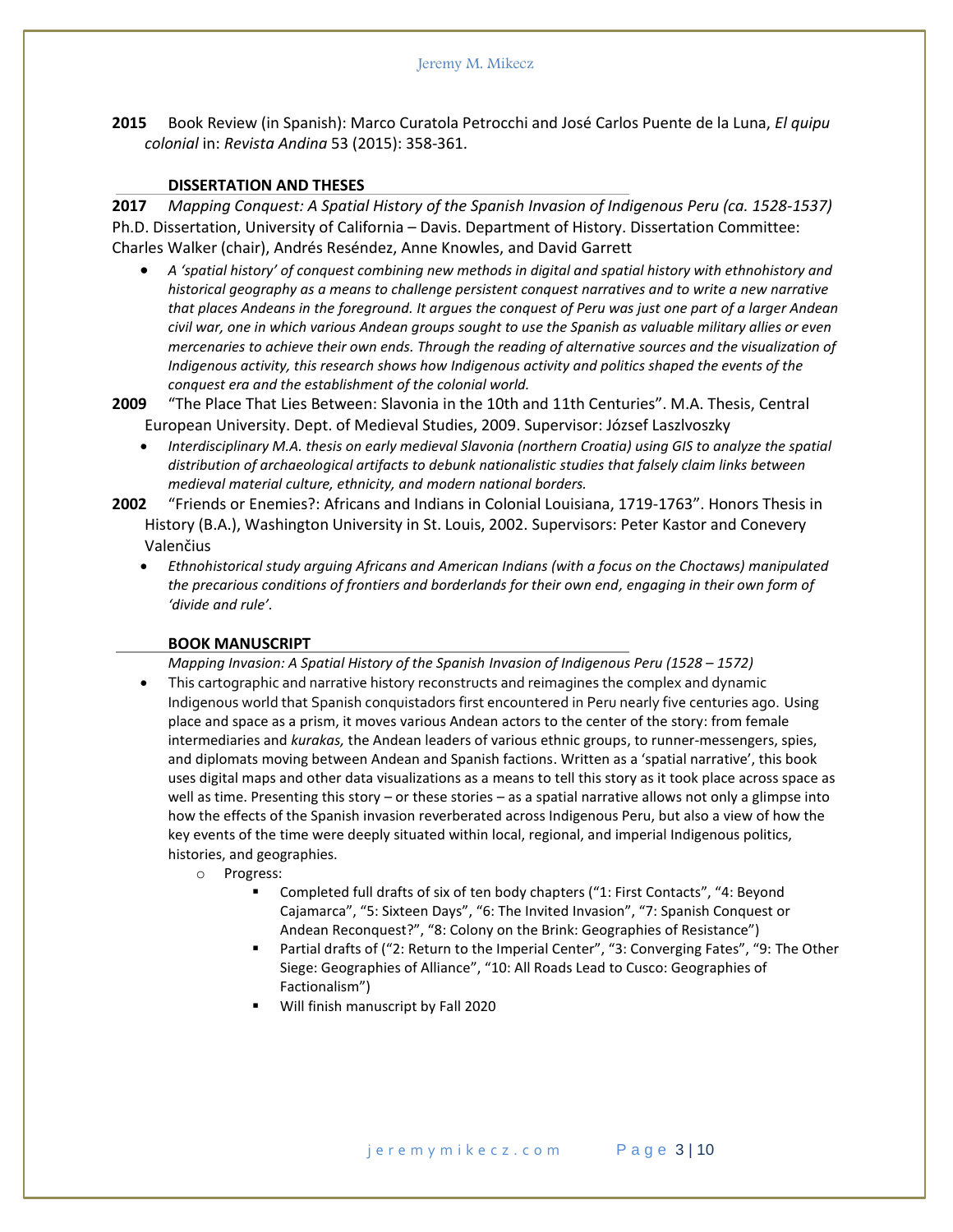**2015** Book Review (in Spanish): Marco Curatola Petrocchi and José Carlos Puente de la Luna, *El quipu colonial* in: *Revista Andina* 53 (2015): 358-361.

## DISSERTATION AND THESES

**2017** *Mapping Conquest: A Spatial History of the Spanish Invasion of Indigenous Peru (ca. 1528-1537)* Ph.D. Dissertation, University of California – Davis. Department of History. Dissertation Committee: Charles Walker (chair), Andrés Reséndez, Anne Knowles, and David Garrett

- *A 'spatial history' of conquest combining new methods in digital and spatial history with ethnohistory and historical geography as a means to challenge persistent conquest narratives and to write a new narrative that places Andeans in the foreground. It argues the conquest of Peru was just one part of a larger Andean civil war, one in which various Andean groups sought to use the Spanish as valuable military allies or even mercenaries to achieve their own ends. Through the reading of alternative sources and the visualization of Indigenous activity, this research shows how Indigenous activity and politics shaped the events of the conquest era and the establishment of the colonial world.*

**2009** "The Place That Lies Between: Slavonia in the 10th and 11th Centuries". M.A. Thesis, Central European University. Dept. of Medieval Studies, 2009. Supervisor: József Laszlvoszky

- *Interdisciplinary M.A. thesis on early medieval Slavonia (northern Croatia) using GIS to analyze the spatial distribution of archaeological artifacts to debunk nationalistic studies that falsely claim links between medieval material culture, ethnicity, and modern national borders.*

**2002** "Friends or Enemies?: Africans and Indians in Colonial Louisiana, 1719-1763". Honors Thesis in History (B.A.), Washington University in St. Louis, 2002. Supervisors: Peter Kastor and Conevery Valenčius

- *Ethnohistorical study arguing Africans and American Indians (with a focus on the Choctaws) manipulated the precarious conditions of frontiers and borderlands for their own end, engaging in their own form of 'divide and rule'.*

## BOOK MANUSCRIPT

*Mapping Invasion: A Spatial History of the Spanish Invasion of Indigenous Peru (1528 – 1572)*

- This cartographic and narrative history reconstructs and reimagines the complex and dynamic Indigenous world that Spanish conquistadors first encountered in Peru nearly five centuries ago. Using place and space as a prism, it moves various Andean actors to the center of the story: from female intermediaries and *kurakas,* the Andean leaders of various ethnic groups, to runner-messengers, spies, and diplomats moving between Andean and Spanish factions. Written as a 'spatial narrative', this book uses digital maps and other data visualizations as a means to tell this story as it took place across space as well as time. Presenting this story – or these stories – as a spatial narrative allows not only a glimpse into how the effects of the Spanish invasion reverberated across Indigenous Peru, but also a view of how the key events of the time were deeply situated within local, regional, and imperial Indigenous politics, histories, and geographies.
  - Progress:
    - Completed full drafts of six of ten body chapters ("1: First Contacts", "4: Beyond Cajamarca", "5: Sixteen Days", "6: The Invited Invasion", "7: Spanish Conquest or Andean Reconquest?", "8: Colony on the Brink: Geographies of Resistance")
    - Partial drafts of ("2: Return to the Imperial Center", "3: Converging Fates", "9: The Other Siege: Geographies of Alliance", "10: All Roads Lead to Cusco: Geographies of Factionalism")
    - Will finish manuscript by Fall 2020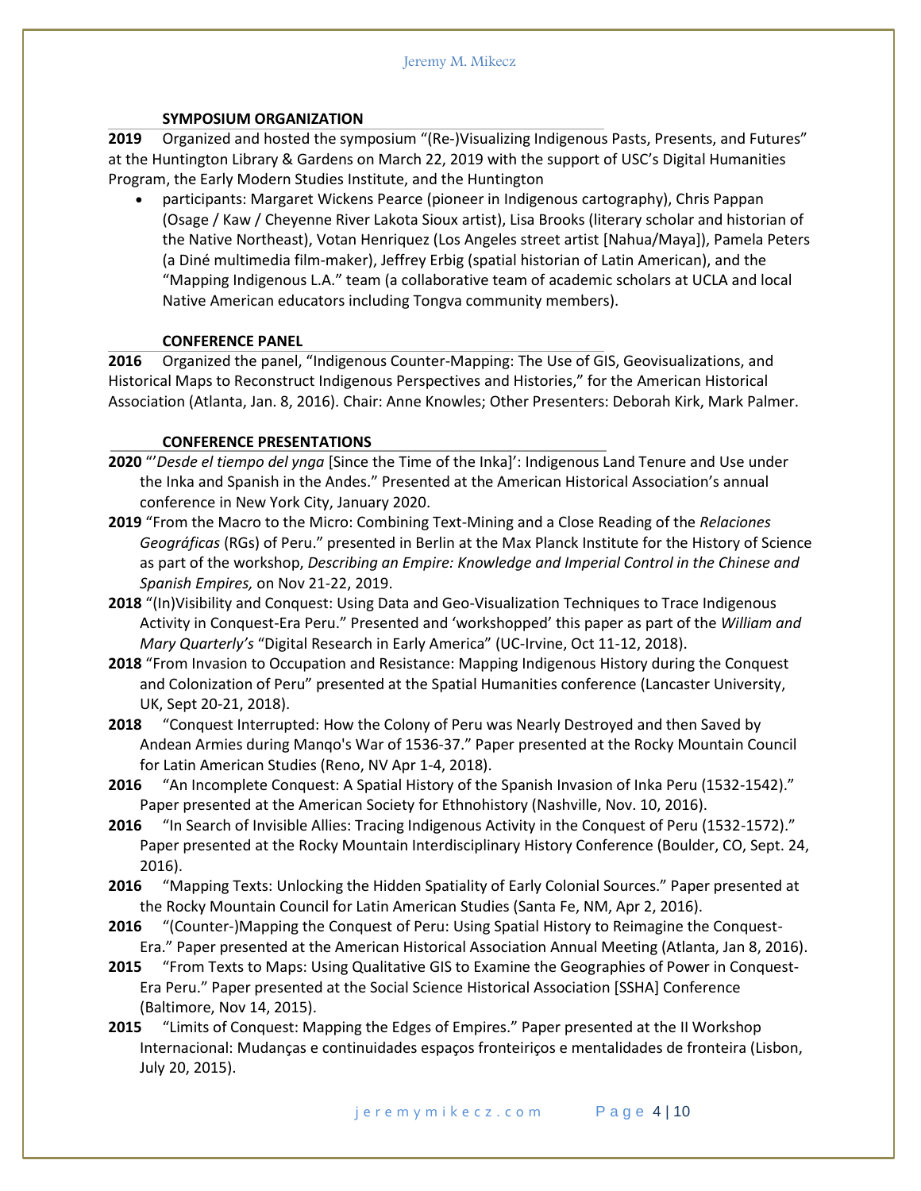### SYMPOSIUM ORGANIZATION

**2019** Organized and hosted the symposium "(Re-)Visualizing Indigenous Pasts, Presents, and Futures" at the Huntington Library & Gardens on March 22, 2019 with the support of USC's Digital Humanities Program, the Early Modern Studies Institute, and the Huntington

- participants: Margaret Wickens Pearce (pioneer in Indigenous cartography), Chris Pappan (Osage / Kaw / Cheyenne River Lakota Sioux artist), Lisa Brooks (literary scholar and historian of the Native Northeast), Votan Henriquez (Los Angeles street artist [Nahua/Maya]), Pamela Peters (a Diné multimedia film-maker), Jeffrey Erbig (spatial historian of Latin American), and the "Mapping Indigenous L.A." team (a collaborative team of academic scholars at UCLA and local Native American educators including Tongva community members).

### CONFERENCE PANEL

**2016** Organized the panel, "Indigenous Counter-Mapping: The Use of GIS, Geovisualizations, and Historical Maps to Reconstruct Indigenous Perspectives and Histories," for the American Historical Association (Atlanta, Jan. 8, 2016). Chair: Anne Knowles; Other Presenters: Deborah Kirk, Mark Palmer.

### CONFERENCE PRESENTATIONS

**2020** "'*Desde el tiempo del ynga* [Since the Time of the Inka]': Indigenous Land Tenure and Use under the Inka and Spanish in the Andes." Presented at the American Historical Association's annual conference in New York City, January 2020.

**2019** "From the Macro to the Micro: Combining Text-Mining and a Close Reading of the *Relaciones Geográficas* (RGs) of Peru." presented in Berlin at the Max Planck Institute for the History of Science as part of the workshop, *Describing an Empire: Knowledge and Imperial Control in the Chinese and Spanish Empires,* on Nov 21-22, 2019.

**2018** "(In)Visibility and Conquest: Using Data and Geo-Visualization Techniques to Trace Indigenous Activity in Conquest-Era Peru." Presented and 'workshopped' this paper as part of the *William and Mary Quarterly's* "Digital Research in Early America" (UC-Irvine, Oct 11-12, 2018).

**2018** "From Invasion to Occupation and Resistance: Mapping Indigenous History during the Conquest and Colonization of Peru" presented at the Spatial Humanities conference (Lancaster University, UK, Sept 20-21, 2018).

**2018** "Conquest Interrupted: How the Colony of Peru was Nearly Destroyed and then Saved by Andean Armies during Manqo's War of 1536-37." Paper presented at the Rocky Mountain Council for Latin American Studies (Reno, NV Apr 1-4, 2018).

**2016** "An Incomplete Conquest: A Spatial History of the Spanish Invasion of Inka Peru (1532-1542)." Paper presented at the American Society for Ethnohistory (Nashville, Nov. 10, 2016).

**2016** "In Search of Invisible Allies: Tracing Indigenous Activity in the Conquest of Peru (1532-1572)." Paper presented at the Rocky Mountain Interdisciplinary History Conference (Boulder, CO, Sept. 24, 2016).

**2016** "Mapping Texts: Unlocking the Hidden Spatiality of Early Colonial Sources." Paper presented at the Rocky Mountain Council for Latin American Studies (Santa Fe, NM, Apr 2, 2016).

**2016** "(Counter-)Mapping the Conquest of Peru: Using Spatial History to Reimagine the Conquest-Era." Paper presented at the American Historical Association Annual Meeting (Atlanta, Jan 8, 2016).

**2015** "From Texts to Maps: Using Qualitative GIS to Examine the Geographies of Power in Conquest-Era Peru." Paper presented at the Social Science Historical Association [SSHA] Conference (Baltimore, Nov 14, 2015).

**2015** "Limits of Conquest: Mapping the Edges of Empires." Paper presented at the II Workshop Internacional: Mudanças e continuidades espaços fronteiriços e mentalidades de fronteira (Lisbon, July 20, 2015).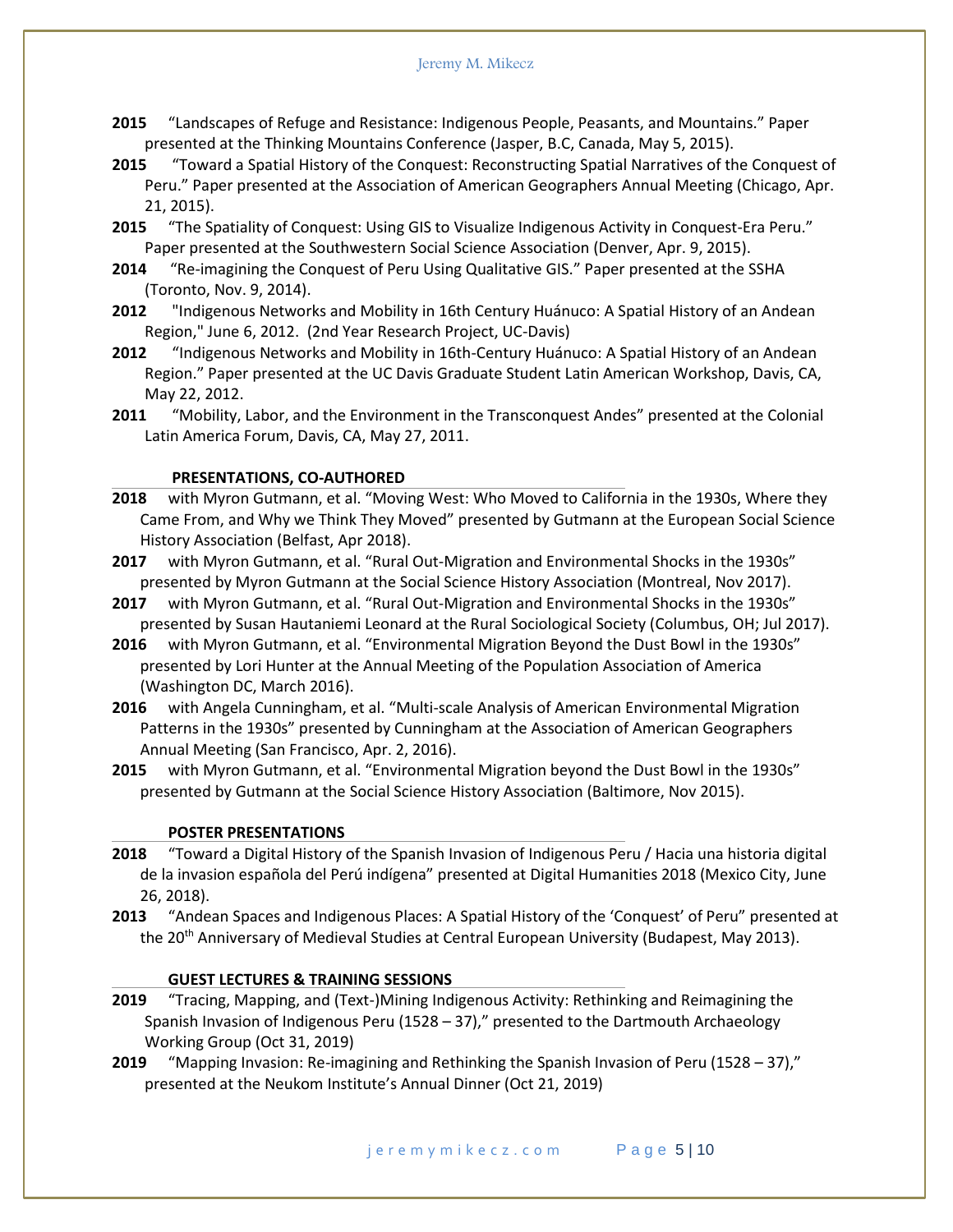**2015** "Landscapes of Refuge and Resistance: Indigenous People, Peasants, and Mountains." Paper presented at the Thinking Mountains Conference (Jasper, B.C, Canada, May 5, 2015).

**2015** "Toward a Spatial History of the Conquest: Reconstructing Spatial Narratives of the Conquest of Peru." Paper presented at the Association of American Geographers Annual Meeting (Chicago, Apr. 21, 2015).

**2015** "The Spatiality of Conquest: Using GIS to Visualize Indigenous Activity in Conquest-Era Peru." Paper presented at the Southwestern Social Science Association (Denver, Apr. 9, 2015).

**2014** "Re-imagining the Conquest of Peru Using Qualitative GIS." Paper presented at the SSHA (Toronto, Nov. 9, 2014).

**2012** "Indigenous Networks and Mobility in 16th Century Huánuco: A Spatial History of an Andean Region," June 6, 2012. (2nd Year Research Project, UC-Davis)

**2012** "Indigenous Networks and Mobility in 16th-Century Huánuco: A Spatial History of an Andean Region." Paper presented at the UC Davis Graduate Student Latin American Workshop, Davis, CA, May 22, 2012.

**2011** "Mobility, Labor, and the Environment in the Transconquest Andes" presented at the Colonial Latin America Forum, Davis, CA, May 27, 2011.

## PRESENTATIONS, CO-AUTHORED

**2018** with Myron Gutmann, et al. "Moving West: Who Moved to California in the 1930s, Where they Came From, and Why we Think They Moved" presented by Gutmann at the European Social Science History Association (Belfast, Apr 2018).

**2017** with Myron Gutmann, et al. "Rural Out-Migration and Environmental Shocks in the 1930s" presented by Myron Gutmann at the Social Science History Association (Montreal, Nov 2017).

**2017** with Myron Gutmann, et al. "Rural Out-Migration and Environmental Shocks in the 1930s" presented by Susan Hautaniemi Leonard at the Rural Sociological Society (Columbus, OH; Jul 2017).

**2016** with Myron Gutmann, et al. "Environmental Migration Beyond the Dust Bowl in the 1930s" presented by Lori Hunter at the Annual Meeting of the Population Association of America (Washington DC, March 2016).

**2016** with Angela Cunningham, et al. "Multi-scale Analysis of American Environmental Migration Patterns in the 1930s" presented by Cunningham at the Association of American Geographers Annual Meeting (San Francisco, Apr. 2, 2016).

**2015** with Myron Gutmann, et al. "Environmental Migration beyond the Dust Bowl in the 1930s" presented by Gutmann at the Social Science History Association (Baltimore, Nov 2015).

## POSTER PRESENTATIONS

**2018** "Toward a Digital History of the Spanish Invasion of Indigenous Peru / Hacia una historia digital de la invasion española del Perú indígena" presented at Digital Humanities 2018 (Mexico City, June 26, 2018).

**2013** "Andean Spaces and Indigenous Places: A Spatial History of the 'Conquest' of Peru" presented at the 20th Anniversary of Medieval Studies at Central European University (Budapest, May 2013).

## GUEST LECTURES & TRAINING SESSIONS

**2019** "Tracing, Mapping, and (Text-)Mining Indigenous Activity: Rethinking and Reimagining the Spanish Invasion of Indigenous Peru (1528 – 37)," presented to the Dartmouth Archaeology Working Group (Oct 31, 2019)

**2019** "Mapping Invasion: Re-imagining and Rethinking the Spanish Invasion of Peru (1528 – 37)," presented at the Neukom Institute's Annual Dinner (Oct 21, 2019)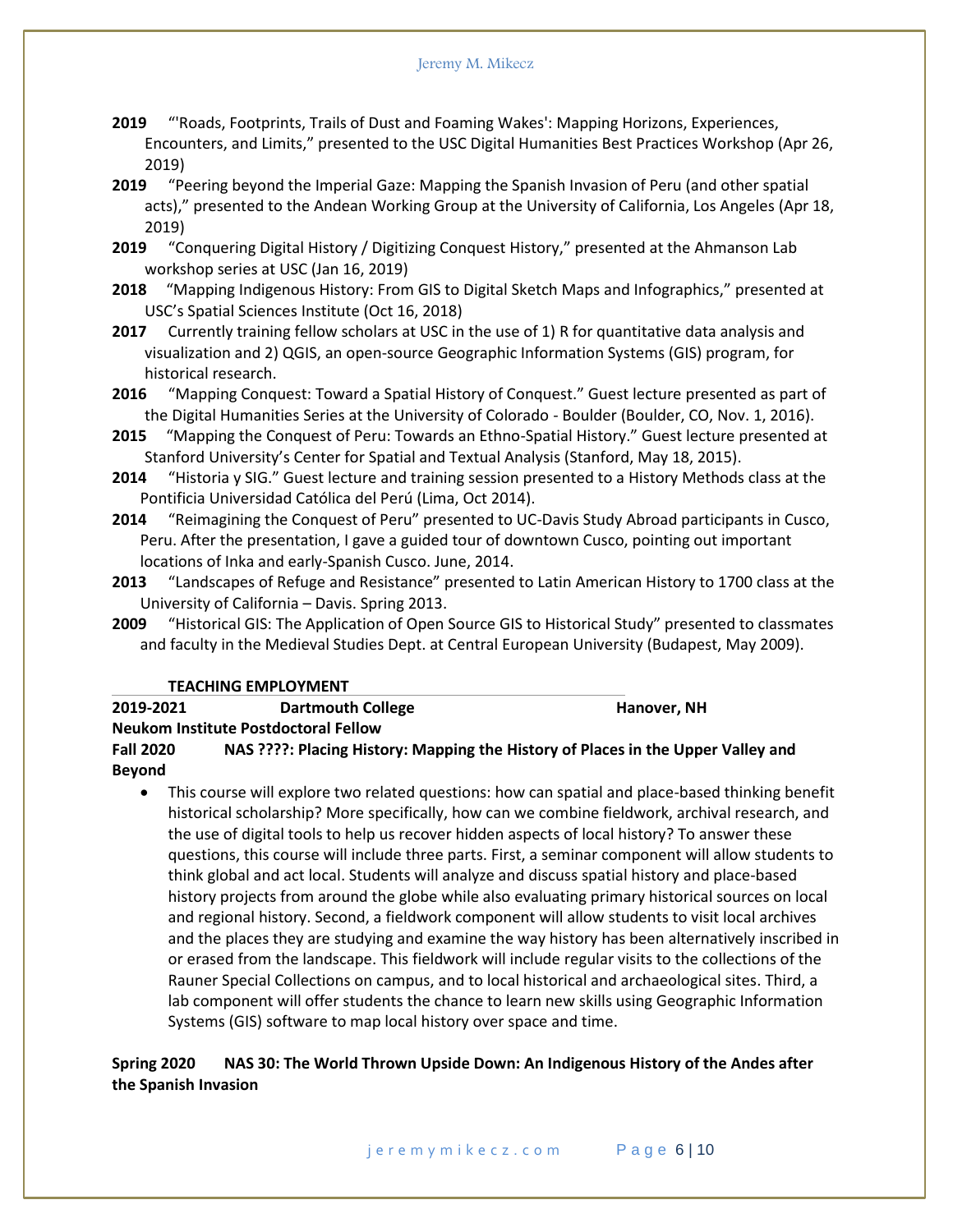**2019** "'Roads, Footprints, Trails of Dust and Foaming Wakes': Mapping Horizons, Experiences, Encounters, and Limits," presented to the USC Digital Humanities Best Practices Workshop (Apr 26, 2019)

**2019** "Peering beyond the Imperial Gaze: Mapping the Spanish Invasion of Peru (and other spatial acts)," presented to the Andean Working Group at the University of California, Los Angeles (Apr 18, 2019)

**2019** "Conquering Digital History / Digitizing Conquest History," presented at the Ahmanson Lab workshop series at USC (Jan 16, 2019)

**2018** "Mapping Indigenous History: From GIS to Digital Sketch Maps and Infographics," presented at USC's Spatial Sciences Institute (Oct 16, 2018)

**2017** Currently training fellow scholars at USC in the use of 1) R for quantitative data analysis and visualization and 2) QGIS, an open-source Geographic Information Systems (GIS) program, for historical research.

**2016** "Mapping Conquest: Toward a Spatial History of Conquest." Guest lecture presented as part of the Digital Humanities Series at the University of Colorado - Boulder (Boulder, CO, Nov. 1, 2016).

**2015** "Mapping the Conquest of Peru: Towards an Ethno-Spatial History." Guest lecture presented at Stanford University's Center for Spatial and Textual Analysis (Stanford, May 18, 2015).

**2014** "Historia y SIG." Guest lecture and training session presented to a History Methods class at the Pontificia Universidad Católica del Perú (Lima, Oct 2014).

**2014** "Reimagining the Conquest of Peru" presented to UC-Davis Study Abroad participants in Cusco, Peru. After the presentation, I gave a guided tour of downtown Cusco, pointing out important locations of Inka and early-Spanish Cusco. June, 2014.

**2013** "Landscapes of Refuge and Resistance" presented to Latin American History to 1700 class at the University of California – Davis. Spring 2013.

**2009** "Historical GIS: The Application of Open Source GIS to Historical Study" presented to classmates and faculty in the Medieval Studies Dept. at Central European University (Budapest, May 2009).

## TEACHING EMPLOYMENT

**2019-2021** **Dartmouth College** **Hanover, NH**

**Neukom Institute Postdoctoral Fellow**

**Fall 2020** **NAS ????: Placing History: Mapping the History of Places in the Upper Valley and Beyond**

- This course will explore two related questions: how can spatial and place-based thinking benefit historical scholarship? More specifically, how can we combine fieldwork, archival research, and the use of digital tools to help us recover hidden aspects of local history? To answer these questions, this course will include three parts. First, a seminar component will allow students to think global and act local. Students will analyze and discuss spatial history and place-based history projects from around the globe while also evaluating primary historical sources on local and regional history. Second, a fieldwork component will allow students to visit local archives and the places they are studying and examine the way history has been alternatively inscribed in or erased from the landscape. This fieldwork will include regular visits to the collections of the Rauner Special Collections on campus, and to local historical and archaeological sites. Third, a lab component will offer students the chance to learn new skills using Geographic Information Systems (GIS) software to map local history over space and time.

**Spring 2020** **NAS 30: The World Thrown Upside Down: An Indigenous History of the Andes after the Spanish Invasion**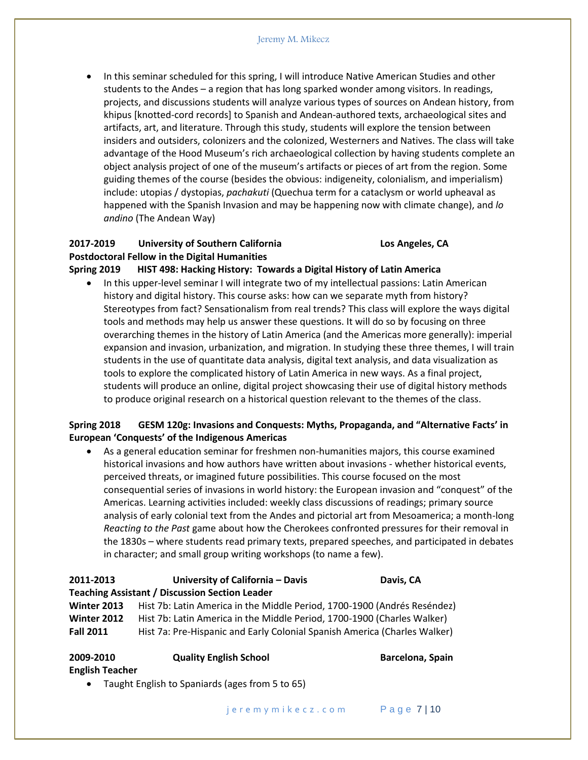- In this seminar scheduled for this spring, I will introduce Native American Studies and other students to the Andes – a region that has long sparked wonder among visitors. In readings, projects, and discussions students will analyze various types of sources on Andean history, from khipus [knotted-cord records] to Spanish and Andean-authored texts, archaeological sites and artifacts, art, and literature. Through this study, students will explore the tension between insiders and outsiders, colonizers and the colonized, Westerners and Natives. The class will take advantage of the Hood Museum's rich archaeological collection by having students complete an object analysis project of one of the museum's artifacts or pieces of art from the region. Some guiding themes of the course (besides the obvious: indigeneity, colonialism, and imperialism) include: utopias / dystopias, *pachakuti* (Quechua term for a cataclysm or world upheaval as happened with the Spanish Invasion and may be happening now with climate change), and *lo andino* (The Andean Way)

**2017-2019 University of Southern California — Los Angeles, CA**
**Postdoctoral Fellow in the Digital Humanities**

**Spring 2019 HIST 498: Hacking History: Towards a Digital History of Latin America**

- In this upper-level seminar I will integrate two of my intellectual passions: Latin American history and digital history. This course asks: how can we separate myth from history? Stereotypes from fact? Sensationalism from real trends? This class will explore the ways digital tools and methods may help us answer these questions. It will do so by focusing on three overarching themes in the history of Latin America (and the Americas more generally): imperial expansion and invasion, urbanization, and migration. In studying these three themes, I will train students in the use of quantitate data analysis, digital text analysis, and data visualization as tools to explore the complicated history of Latin America in new ways. As a final project, students will produce an online, digital project showcasing their use of digital history methods to produce original research on a historical question relevant to the themes of the class.

**Spring 2018 GESM 120g: Invasions and Conquests: Myths, Propaganda, and "Alternative Facts' in European 'Conquests' of the Indigenous Americas**

- As a general education seminar for freshmen non-humanities majors, this course examined historical invasions and how authors have written about invasions - whether historical events, perceived threats, or imagined future possibilities. This course focused on the most consequential series of invasions in world history: the European invasion and "conquest" of the Americas. Learning activities included: weekly class discussions of readings; primary source analysis of early colonial text from the Andes and pictorial art from Mesoamerica; a month-long *Reacting to the Past* game about how the Cherokees confronted pressures for their removal in the 1830s – where students read primary texts, prepared speeches, and participated in debates in character; and small group writing workshops (to name a few).

**2011-2013 University of California – Davis — Davis, CA**
**Teaching Assistant / Discussion Section Leader**

**Winter 2013** Hist 7b: Latin America in the Middle Period, 1700-1900 (Andrés Reséndez)
**Winter 2012** Hist 7b: Latin America in the Middle Period, 1700-1900 (Charles Walker)
**Fall 2011** Hist 7a: Pre-Hispanic and Early Colonial Spanish America (Charles Walker)

**2009-2010 Quality English School — Barcelona, Spain**
**English Teacher**

- Taught English to Spaniards (ages from 5 to 65)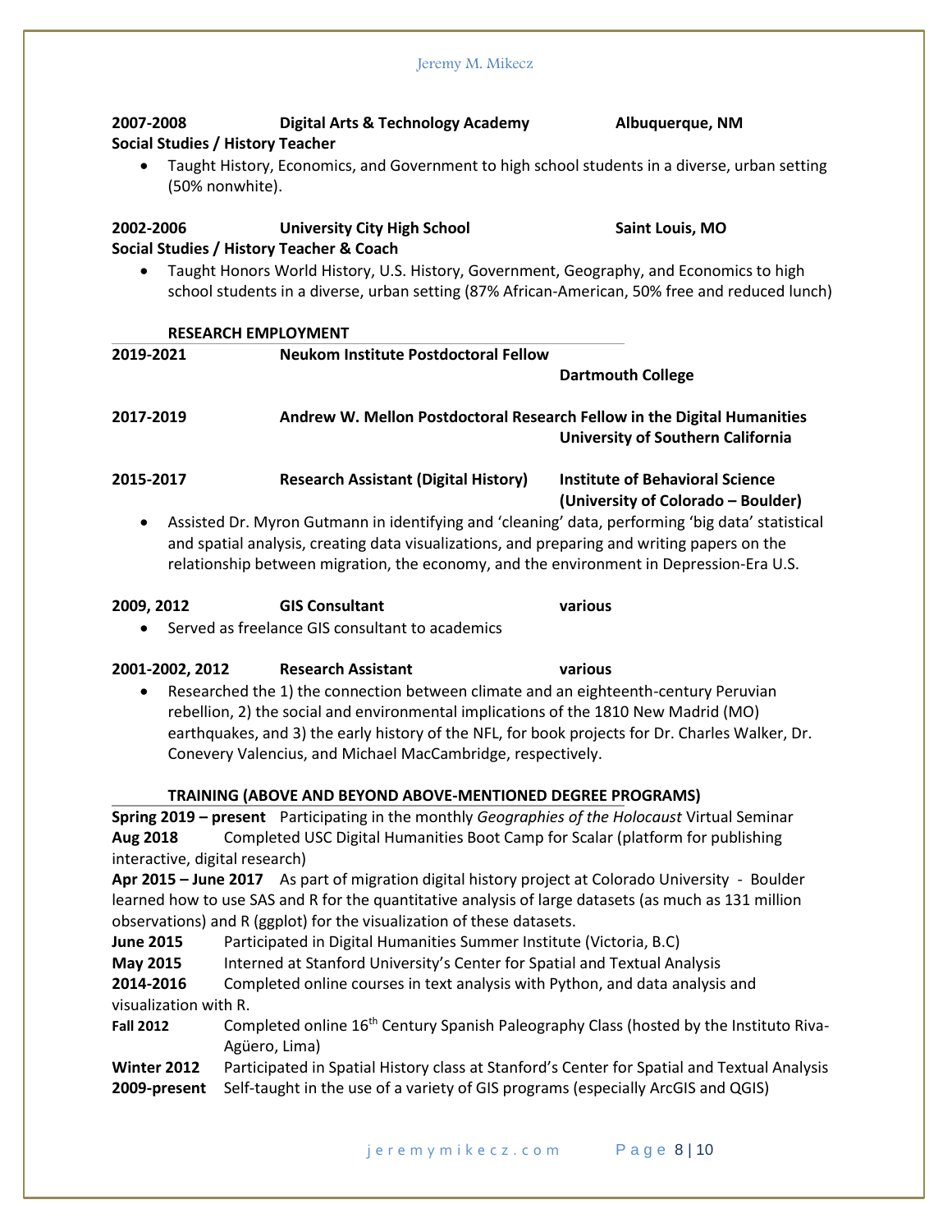**2007-2008** **Digital Arts & Technology Academy** **Albuquerque, NM**
**Social Studies / History Teacher**

- Taught History, Economics, and Government to high school students in a diverse, urban setting (50% nonwhite).

**2002-2006** **University City High School** **Saint Louis, MO**
**Social Studies / History Teacher & Coach**

- Taught Honors World History, U.S. History, Government, Geography, and Economics to high school students in a diverse, urban setting (87% African-American, 50% free and reduced lunch)

## RESEARCH EMPLOYMENT

**2019-2021** **Neukom Institute Postdoctoral Fellow**
**Dartmouth College**

**2017-2019** **Andrew W. Mellon Postdoctoral Research Fellow in the Digital Humanities**
**University of Southern California**

**2015-2017** **Research Assistant (Digital History)** **Institute of Behavioral Science (University of Colorado – Boulder)**

- Assisted Dr. Myron Gutmann in identifying and 'cleaning' data, performing 'big data' statistical and spatial analysis, creating data visualizations, and preparing and writing papers on the relationship between migration, the economy, and the environment in Depression-Era U.S.

**2009, 2012** **GIS Consultant** **various**

- Served as freelance GIS consultant to academics

**2001-2002, 2012** **Research Assistant** **various**

- Researched the 1) the connection between climate and an eighteenth-century Peruvian rebellion, 2) the social and environmental implications of the 1810 New Madrid (MO) earthquakes, and 3) the early history of the NFL, for book projects for Dr. Charles Walker, Dr. Conevery Valencius, and Michael MacCambridge, respectively.

## TRAINING (ABOVE AND BEYOND ABOVE-MENTIONED DEGREE PROGRAMS)

**Spring 2019 – present** Participating in the monthly *Geographies of the Holocaust* Virtual Seminar
**Aug 2018** Completed USC Digital Humanities Boot Camp for Scalar (platform for publishing interactive, digital research)
**Apr 2015 – June 2017** As part of migration digital history project at Colorado University - Boulder learned how to use SAS and R for the quantitative analysis of large datasets (as much as 131 million observations) and R (ggplot) for the visualization of these datasets.
**June 2015** Participated in Digital Humanities Summer Institute (Victoria, B.C)
**May 2015** Interned at Stanford University's Center for Spatial and Textual Analysis
**2014-2016** Completed online courses in text analysis with Python, and data analysis and visualization with R.
**Fall 2012** Completed online 16th Century Spanish Paleography Class (hosted by the Instituto Riva-Agüero, Lima)
**Winter 2012** Participated in Spatial History class at Stanford's Center for Spatial and Textual Analysis
**2009-present** Self-taught in the use of a variety of GIS programs (especially ArcGIS and QGIS)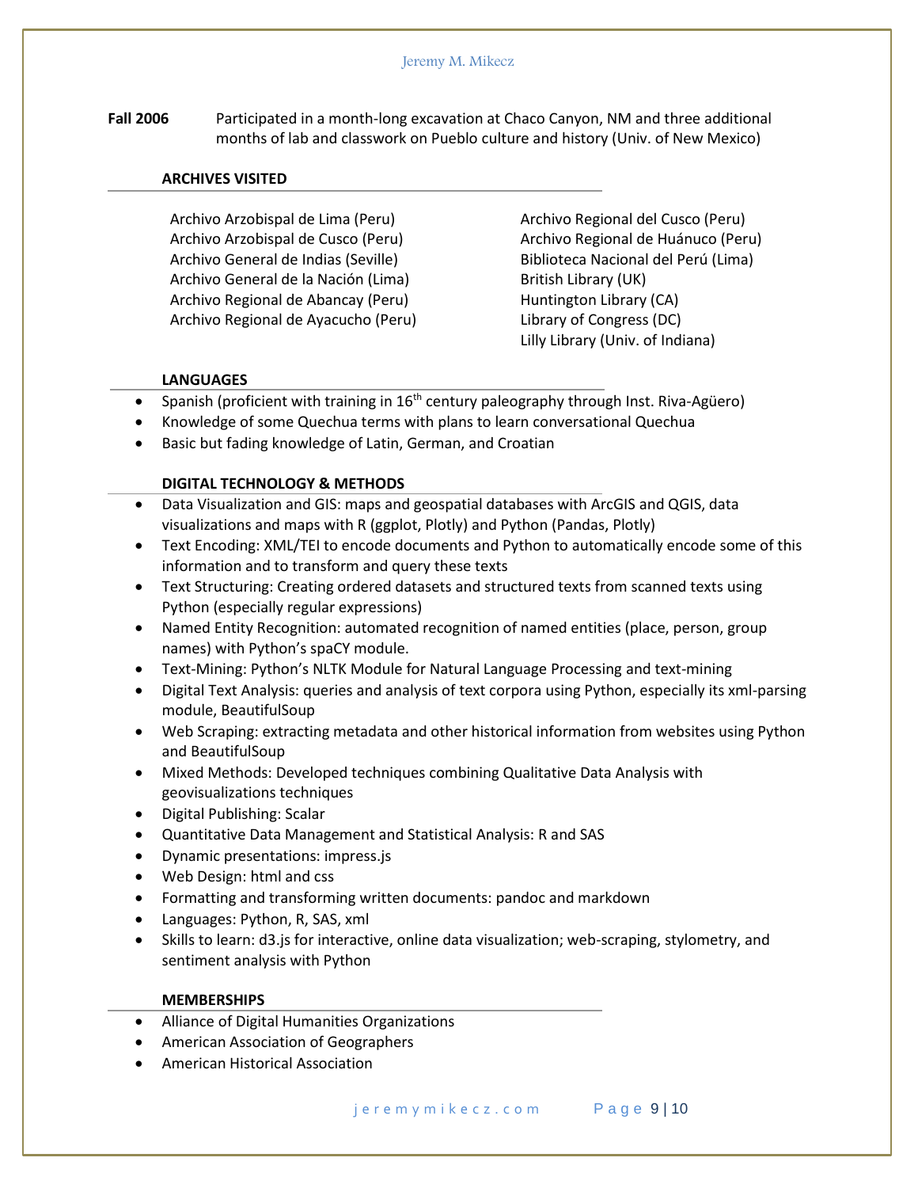**Fall 2006** Participated in a month-long excavation at Chaco Canyon, NM and three additional months of lab and classwork on Pueblo culture and history (Univ. of New Mexico)

## ARCHIVES VISITED

Archivo Arzobispal de Lima (Peru)
Archivo Arzobispal de Cusco (Peru)
Archivo General de Indias (Seville)
Archivo General de la Nación (Lima)
Archivo Regional de Abancay (Peru)
Archivo Regional de Ayacucho (Peru)
Archivo Regional del Cusco (Peru)
Archivo Regional de Huánuco (Peru)
Biblioteca Nacional del Perú (Lima)
British Library (UK)
Huntington Library (CA)
Library of Congress (DC)
Lilly Library (Univ. of Indiana)

## LANGUAGES

- Spanish (proficient with training in 16th century paleography through Inst. Riva-Agüero)
- Knowledge of some Quechua terms with plans to learn conversational Quechua
- Basic but fading knowledge of Latin, German, and Croatian

## DIGITAL TECHNOLOGY & METHODS

- Data Visualization and GIS: maps and geospatial databases with ArcGIS and QGIS, data visualizations and maps with R (ggplot, Plotly) and Python (Pandas, Plotly)
- Text Encoding: XML/TEI to encode documents and Python to automatically encode some of this information and to transform and query these texts
- Text Structuring: Creating ordered datasets and structured texts from scanned texts using Python (especially regular expressions)
- Named Entity Recognition: automated recognition of named entities (place, person, group names) with Python's spaCY module.
- Text-Mining: Python's NLTK Module for Natural Language Processing and text-mining
- Digital Text Analysis: queries and analysis of text corpora using Python, especially its xml-parsing module, BeautifulSoup
- Web Scraping: extracting metadata and other historical information from websites using Python and BeautifulSoup
- Mixed Methods: Developed techniques combining Qualitative Data Analysis with geovisualizations techniques
- Digital Publishing: Scalar
- Quantitative Data Management and Statistical Analysis: R and SAS
- Dynamic presentations: impress.js
- Web Design: html and css
- Formatting and transforming written documents: pandoc and markdown
- Languages: Python, R, SAS, xml
- Skills to learn: d3.js for interactive, online data visualization; web-scraping, stylometry, and sentiment analysis with Python

## MEMBERSHIPS

- Alliance of Digital Humanities Organizations
- American Association of Geographers
- American Historical Association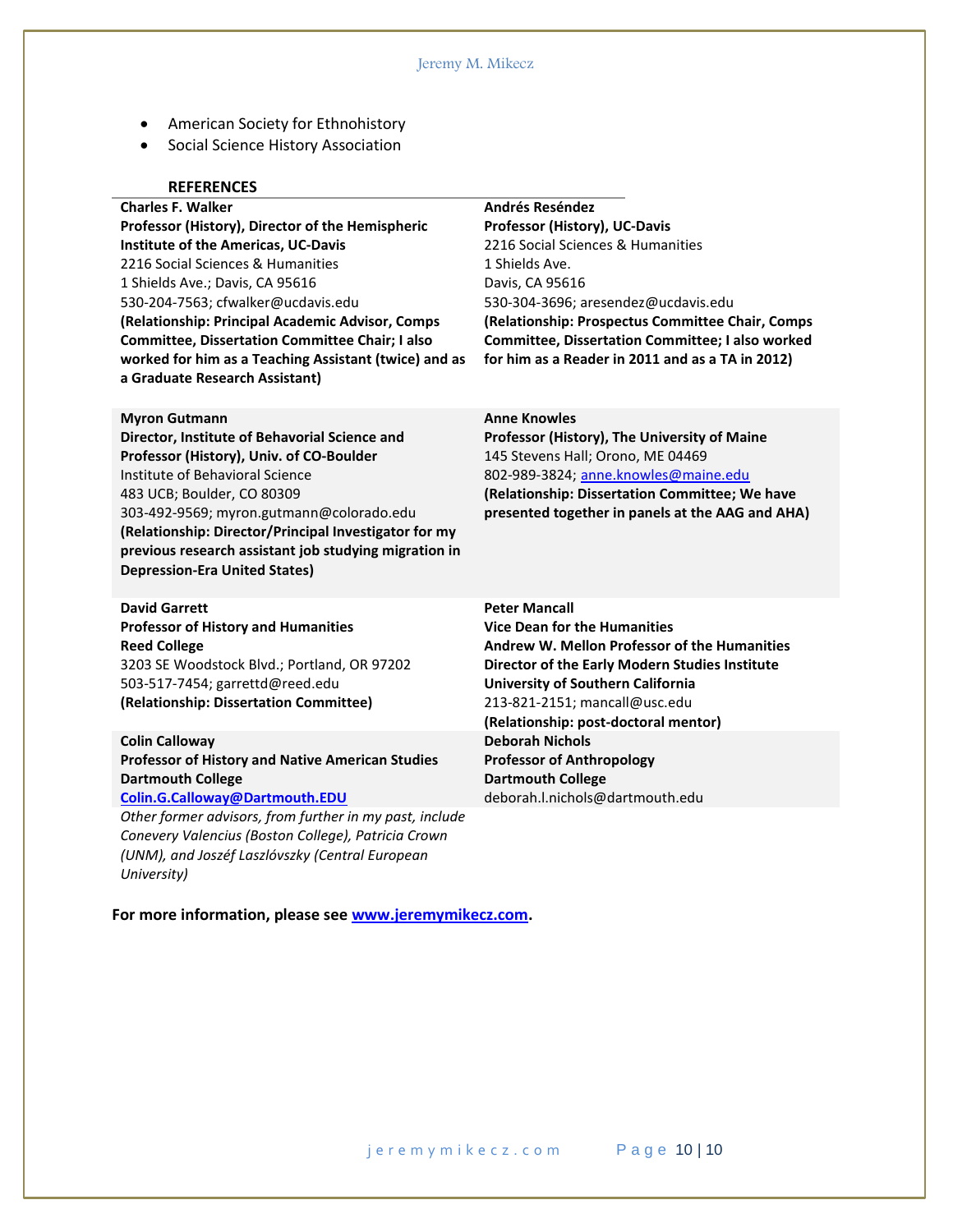- American Society for Ethnohistory
- Social Science History Association

## REFERENCES

**Charles F. Walker**
**Professor (History), Director of the Hemispheric Institute of the Americas, UC-Davis**
2216 Social Sciences & Humanities
1 Shields Ave.; Davis, CA 95616
530-204-7563; cfwalker@ucdavis.edu
**(Relationship: Principal Academic Advisor, Comps Committee, Dissertation Committee Chair; I also worked for him as a Teaching Assistant (twice) and as a Graduate Research Assistant)**

**Andrés Reséndez**
**Professor (History), UC-Davis**
2216 Social Sciences & Humanities
1 Shields Ave.
Davis, CA 95616
530-304-3696; aresendez@ucdavis.edu
**(Relationship: Prospectus Committee Chair, Comps Committee, Dissertation Committee; I also worked for him as a Reader in 2011 and as a TA in 2012)**

**Myron Gutmann**
**Director, Institute of Behavorial Science and Professor (History), Univ. of CO-Boulder**
Institute of Behavioral Science
483 UCB; Boulder, CO 80309
303-492-9569; myron.gutmann@colorado.edu
**(Relationship: Director/Principal Investigator for my previous research assistant job studying migration in Depression-Era United States)**

**Anne Knowles**
**Professor (History), The University of Maine**
145 Stevens Hall; Orono, ME 04469
802-989-3824; anne.knowles@maine.edu
**(Relationship: Dissertation Committee; We have presented together in panels at the AAG and AHA)**

**David Garrett**
**Professor of History and Humanities**
**Reed College**
3203 SE Woodstock Blvd.; Portland, OR 97202
503-517-7454; garrettd@reed.edu
**(Relationship: Dissertation Committee)**

**Peter Mancall**
**Vice Dean for the Humanities**
**Andrew W. Mellon Professor of the Humanities**
**Director of the Early Modern Studies Institute**
**University of Southern California**
213-821-2151; mancall@usc.edu
**(Relationship: post-doctoral mentor)**

**Colin Calloway**
**Professor of History and Native American Studies**
**Dartmouth College**
**Colin.G.Calloway@Dartmouth.EDU**

**Deborah Nichols**
**Professor of Anthropology**
**Dartmouth College**
deborah.l.nichols@dartmouth.edu

*Other former advisors, from further in my past, include Conevery Valencius (Boston College), Patricia Crown (UNM), and Joszéf Laszlóvszky (Central European University)*

**For more information, please see www.jeremymikecz.com.**